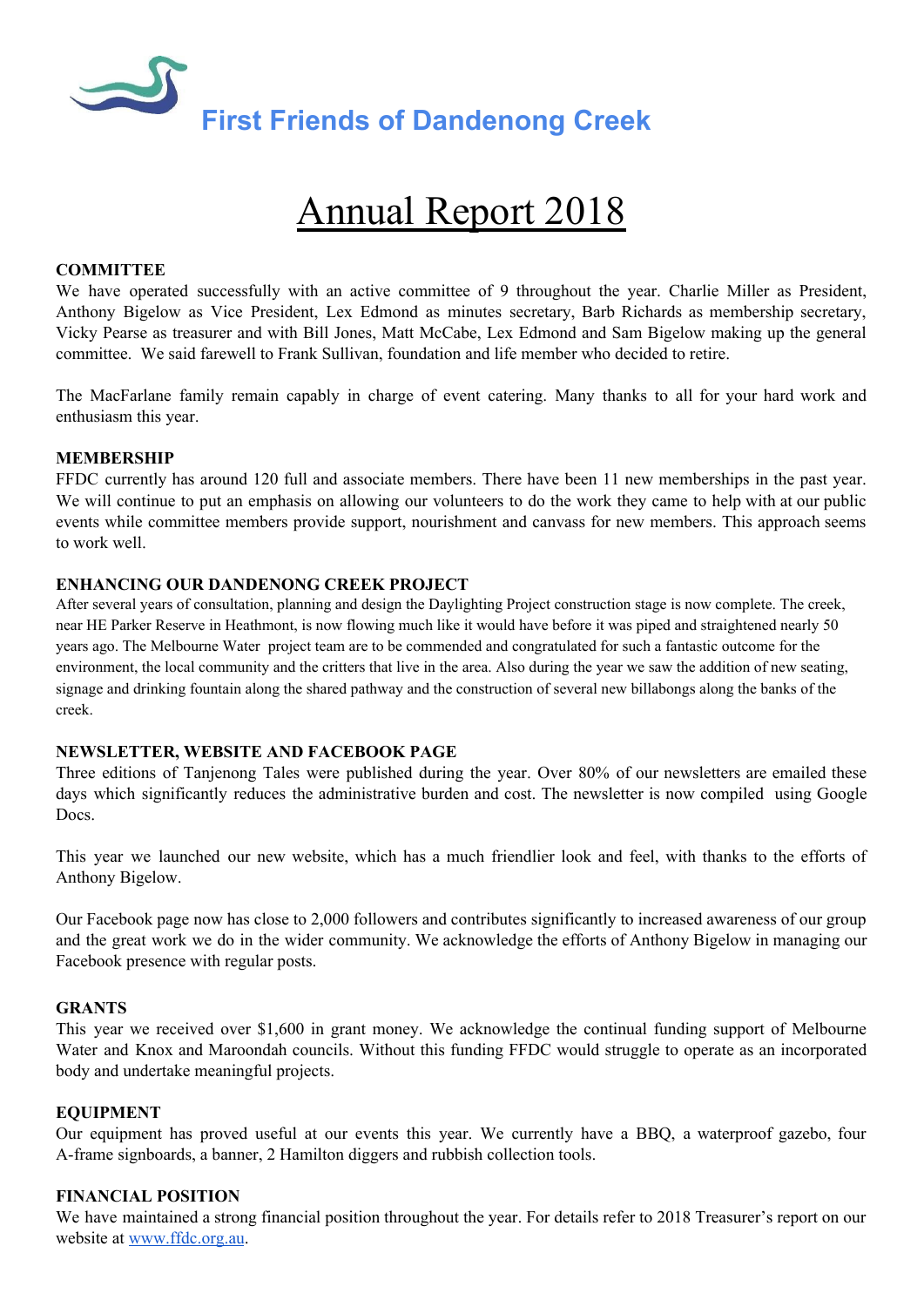# First Friends of Dandenong Creek

# Annual Report 2018

### COMMITTEE

We have operated successfully with an active committee of 9 throughout the year. Charlie Miller as President, Anthony Bigelow as Vice President, Lex Edmond as minutes secretary, Barb Richards as membership secretary, Vicky Pearse as treasurer and with Bill Jones, Matt McCabe, Lex Edmond and Sam Bigelow making up the general committee. We said farewell to Frank Sullivan, foundation and life member who decided to retire.

The MacFarlane family remain capably in charge of event catering. Many thanks to all for your hard work and enthusiasm this year.

### MEMBERSHIP

FFDC currently has around 120 full and associate members. There have been 11 new memberships in the past year. We will continue to put an emphasis on allowing our volunteers to do the work they came to help with at our public events while committee members provide support, nourishment and canvass for new members. This approach seems to work well.

### ENHANCING OUR DANDENONG CREEK PROJECT

After several years of consultation, planning and design the Daylighting Project construction stage is now complete. The creek, near HE Parker Reserve in Heathmont, is now flowing much like it would have before it was piped and straightened nearly 50 years ago. The Melbourne Water project team are to be commended and congratulated for such a fantastic outcome for the environment, the local community and the critters that live in the area. Also during the year we saw the addition of new seating, signage and drinking fountain along the shared pathway and the construction of several new billabongs along the banks of the creek.

### NEWSLETTER, WEBSITE AND FACEBOOK PAGE

Three editions of Tanjenong Tales were published during the year. Over 80% of our newsletters are emailed these days which significantly reduces the administrative burden and cost. The newsletter is now compiled using Google Docs.

This year we launched our new website, which has a much friendlier look and feel, with thanks to the efforts of Anthony Bigelow.

Our Facebook page now has close to 2,000 followers and contributes significantly to increased awareness of our group and the great work we do in the wider community. We acknowledge the efforts of Anthony Bigelow in managing our Facebook presence with regular posts.

### GRANTS

This year we received over $1,600 in grant money. We acknowledge the continual funding support of Melbourne Water and Knox and Maroondah councils. Without this funding FFDC would struggle to operate as an incorporated body and undertake meaningful projects.

### EQUIPMENT

Our equipment has proved useful at our events this year. We currently have a BBQ, a waterproof gazebo, four A-frame signboards, a banner, 2 Hamilton diggers and rubbish collection tools.

### FINANCIAL POSITION

We have maintained a strong financial position throughout the year. For details refer to 2018 Treasurer's report on our website at [www.ffdc.org.au](http://www.ffdc.org.au).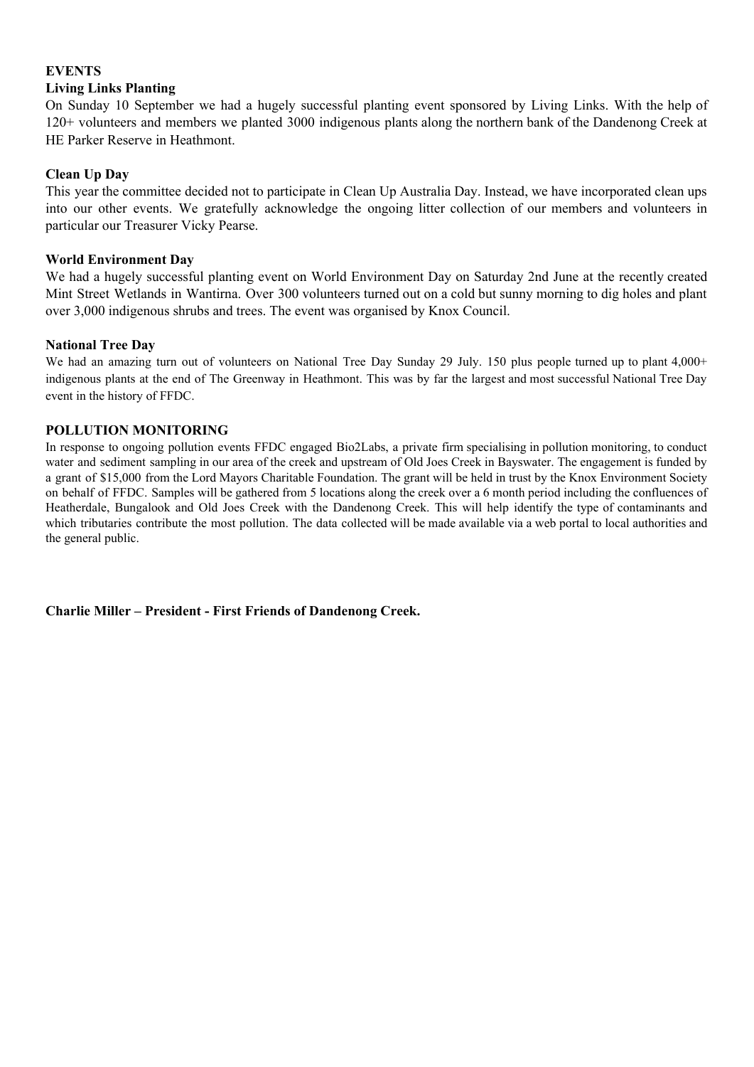## EVENTS

### Living Links Planting

On Sunday 10 September we had a hugely successful planting event sponsored by Living Links. With the help of 120+ volunteers and members we planted 3000 indigenous plants along the northern bank of the Dandenong Creek at HE Parker Reserve in Heathmont.

### Clean Up Day

This year the committee decided not to participate in Clean Up Australia Day. Instead, we have incorporated clean ups into our other events. We gratefully acknowledge the ongoing litter collection of our members and volunteers in particular our Treasurer Vicky Pearse.

### World Environment Day

We had a hugely successful planting event on World Environment Day on Saturday 2nd June at the recently created Mint Street Wetlands in Wantirna. Over 300 volunteers turned out on a cold but sunny morning to dig holes and plant over 3,000 indigenous shrubs and trees. The event was organised by Knox Council.

### National Tree Day

We had an amazing turn out of volunteers on National Tree Day Sunday 29 July. 150 plus people turned up to plant 4,000+ indigenous plants at the end of The Greenway in Heathmont. This was by far the largest and most successful National Tree Day event in the history of FFDC.

## POLLUTION MONITORING

In response to ongoing pollution events FFDC engaged Bio2Labs, a private firm specialising in pollution monitoring, to conduct water and sediment sampling in our area of the creek and upstream of Old Joes Creek in Bayswater. The engagement is funded by a grant of $15,000 from the Lord Mayors Charitable Foundation. The grant will be held in trust by the Knox Environment Society on behalf of FFDC. Samples will be gathered from 5 locations along the creek over a 6 month period including the confluences of Heatherdale, Bungalook and Old Joes Creek with the Dandenong Creek. This will help identify the type of contaminants and which tributaries contribute the most pollution. The data collected will be made available via a web portal to local authorities and the general public.

**Charlie Miller – President - First Friends of Dandenong Creek.**